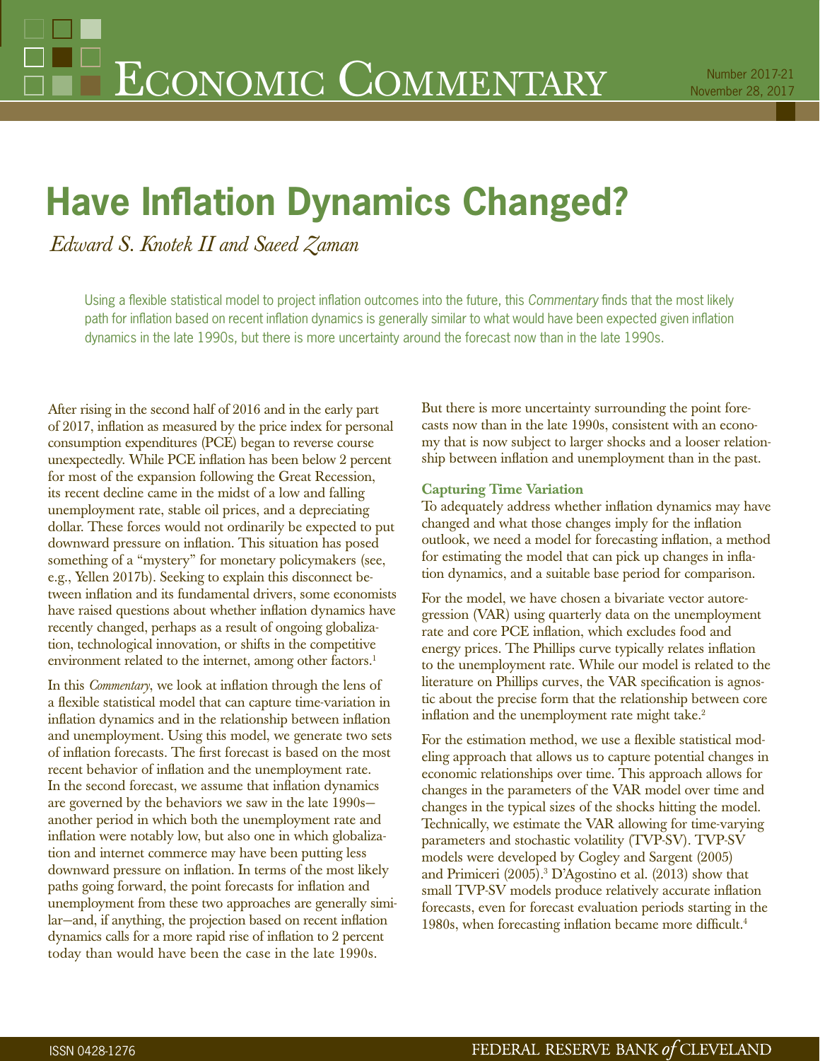# Economic Commentary

Number 2017-21
November 28, 2017

# Have Inflation Dynamics Changed?

*Edward S. Knotek II and Saeed Zaman*

Using a flexible statistical model to project inflation outcomes into the future, this *Commentary* finds that the most likely path for inflation based on recent inflation dynamics is generally similar to what would have been expected given inflation dynamics in the late 1990s, but there is more uncertainty around the forecast now than in the late 1990s.

After rising in the second half of 2016 and in the early part of 2017, inflation as measured by the price index for personal consumption expenditures (PCE) began to reverse course unexpectedly. While PCE inflation has been below 2 percent for most of the expansion following the Great Recession, its recent decline came in the midst of a low and falling unemployment rate, stable oil prices, and a depreciating dollar. These forces would not ordinarily be expected to put downward pressure on inflation. This situation has posed something of a "mystery" for monetary policymakers (see, e.g., Yellen 2017b). Seeking to explain this disconnect between inflation and its fundamental drivers, some economists have raised questions about whether inflation dynamics have recently changed, perhaps as a result of ongoing globalization, technological innovation, or shifts in the competitive environment related to the internet, among other factors.[1]

In this *Commentary*, we look at inflation through the lens of a flexible statistical model that can capture time-variation in inflation dynamics and in the relationship between inflation and unemployment. Using this model, we generate two sets of inflation forecasts. The first forecast is based on the most recent behavior of inflation and the unemployment rate. In the second forecast, we assume that inflation dynamics are governed by the behaviors we saw in the late 1990s—another period in which both the unemployment rate and inflation were notably low, but also one in which globalization and internet commerce may have been putting less downward pressure on inflation. In terms of the most likely paths going forward, the point forecasts for inflation and unemployment from these two approaches are generally similar—and, if anything, the projection based on recent inflation dynamics calls for a more rapid rise of inflation to 2 percent today than would have been the case in the late 1990s.

But there is more uncertainty surrounding the point forecasts now than in the late 1990s, consistent with an economy that is now subject to larger shocks and a looser relationship between inflation and unemployment than in the past.

### Capturing Time Variation

To adequately address whether inflation dynamics may have changed and what those changes imply for the inflation outlook, we need a model for forecasting inflation, a method for estimating the model that can pick up changes in inflation dynamics, and a suitable base period for comparison.

For the model, we have chosen a bivariate vector autoregression (VAR) using quarterly data on the unemployment rate and core PCE inflation, which excludes food and energy prices. The Phillips curve typically relates inflation to the unemployment rate. While our model is related to the literature on Phillips curves, the VAR specification is agnostic about the precise form that the relationship between core inflation and the unemployment rate might take.[2]

For the estimation method, we use a flexible statistical modeling approach that allows us to capture potential changes in economic relationships over time. This approach allows for changes in the parameters of the VAR model over time and changes in the typical sizes of the shocks hitting the model. Technically, we estimate the VAR allowing for time-varying parameters and stochastic volatility (TVP-SV). TVP-SV models were developed by Cogley and Sargent (2005) and Primiceri (2005).[3] D'Agostino et al. (2013) show that small TVP-SV models produce relatively accurate inflation forecasts, even for forecast evaluation periods starting in the 1980s, when forecasting inflation became more difficult.[4]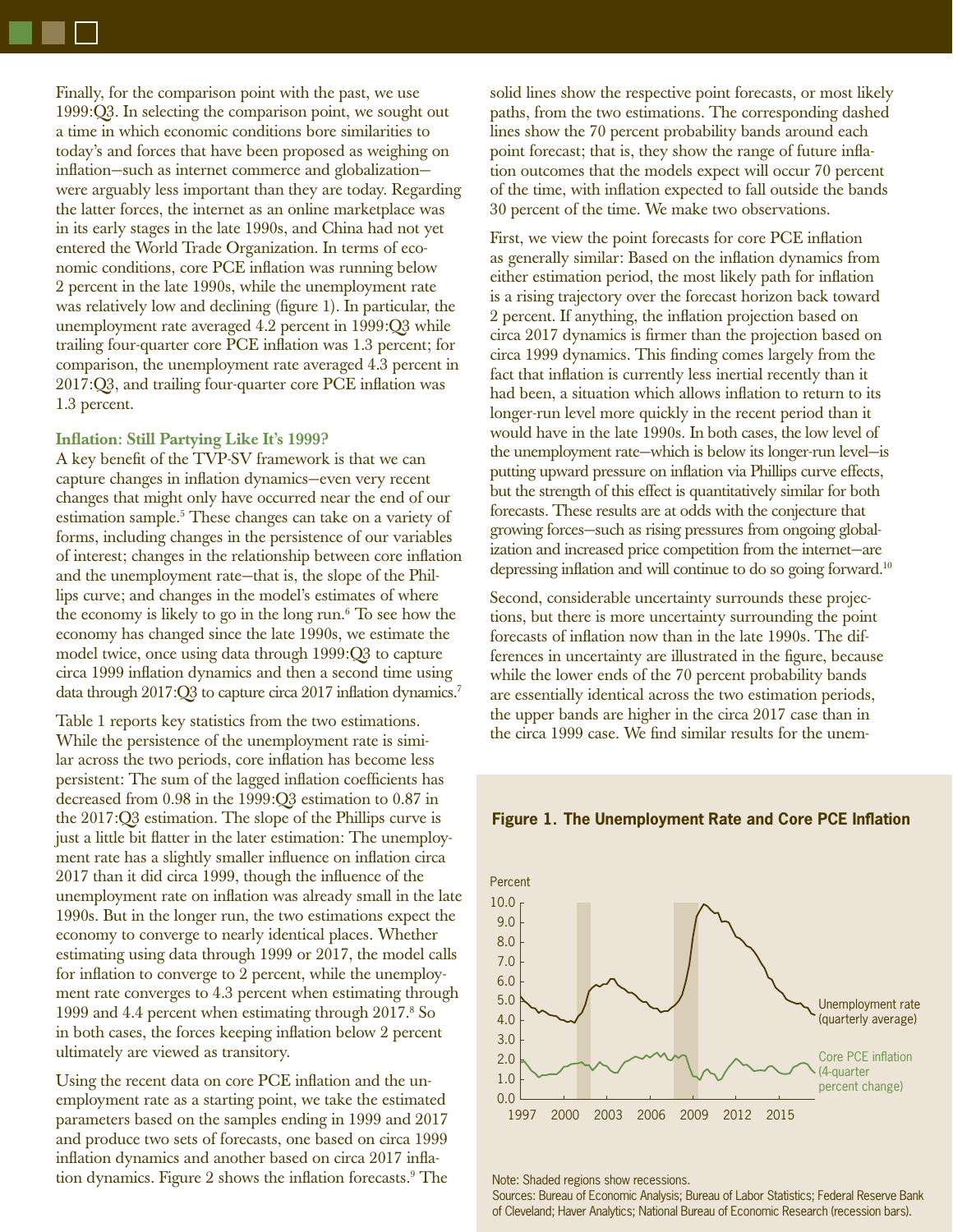Finally, for the comparison point with the past, we use 1999:Q3. In selecting the comparison point, we sought out a time in which economic conditions bore similarities to today's and forces that have been proposed as weighing on inflation—such as internet commerce and globalization—were arguably less important than they are today. Regarding the latter forces, the internet as an online marketplace was in its early stages in the late 1990s, and China had not yet entered the World Trade Organization. In terms of economic conditions, core PCE inflation was running below 2 percent in the late 1990s, while the unemployment rate was relatively low and declining (figure 1). In particular, the unemployment rate averaged 4.2 percent in 1999:Q3 while trailing four-quarter core PCE inflation was 1.3 percent; for comparison, the unemployment rate averaged 4.3 percent in 2017:Q3, and trailing four-quarter core PCE inflation was 1.3 percent.

### Inflation: Still Partying Like It's 1999?

A key benefit of the TVP-SV framework is that we can capture changes in inflation dynamics—even very recent changes that might only have occurred near the end of our estimation sample.[5] These changes can take on a variety of forms, including changes in the persistence of our variables of interest; changes in the relationship between core inflation and the unemployment rate—that is, the slope of the Phillips curve; and changes in the model's estimates of where the economy is likely to go in the long run.[6] To see how the economy has changed since the late 1990s, we estimate the model twice, once using data through 1999:Q3 to capture circa 1999 inflation dynamics and then a second time using data through 2017:Q3 to capture circa 2017 inflation dynamics.[7]

Table 1 reports key statistics from the two estimations. While the persistence of the unemployment rate is similar across the two periods, core inflation has become less persistent: The sum of the lagged inflation coefficients has decreased from 0.98 in the 1999:Q3 estimation to 0.87 in the 2017:Q3 estimation. The slope of the Phillips curve is just a little bit flatter in the later estimation: The unemployment rate has a slightly smaller influence on inflation circa 2017 than it did circa 1999, though the influence of the unemployment rate on inflation was already small in the late 1990s. But in the longer run, the two estimations expect the economy to converge to nearly identical places. Whether estimating using data through 1999 or 2017, the model calls for inflation to converge to 2 percent, while the unemployment rate converges to 4.3 percent when estimating through 1999 and 4.4 percent when estimating through 2017.[8] So in both cases, the forces keeping inflation below 2 percent ultimately are viewed as transitory.

Using the recent data on core PCE inflation and the unemployment rate as a starting point, we take the estimated parameters based on the samples ending in 1999 and 2017 and produce two sets of forecasts, one based on circa 1999 inflation dynamics and another based on circa 2017 inflation dynamics. Figure 2 shows the inflation forecasts.[9] The solid lines show the respective point forecasts, or most likely paths, from the two estimations. The corresponding dashed lines show the 70 percent probability bands around each point forecast; that is, they show the range of future inflation outcomes that the models expect will occur 70 percent of the time, with inflation expected to fall outside the bands 30 percent of the time. We make two observations.

First, we view the point forecasts for core PCE inflation as generally similar: Based on the inflation dynamics from either estimation period, the most likely path for inflation is a rising trajectory over the forecast horizon back toward 2 percent. If anything, the inflation projection based on circa 2017 dynamics is firmer than the projection based on circa 1999 dynamics. This finding comes largely from the fact that inflation is currently less inertial recently than it had been, a situation which allows inflation to return to its longer-run level more quickly in the recent period than it would have in the late 1990s. In both cases, the low level of the unemployment rate—which is below its longer-run level—is putting upward pressure on inflation via Phillips curve effects, but the strength of this effect is quantitatively similar for both forecasts. These results are at odds with the conjecture that growing forces—such as rising pressures from ongoing globalization and increased price competition from the internet—are depressing inflation and will continue to do so going forward.[10]

Second, considerable uncertainty surrounds these projections, but there is more uncertainty surrounding the point forecasts of inflation now than in the late 1990s. The differences in uncertainty are illustrated in the figure, because while the lower ends of the 70 percent probability bands are essentially identical across the two estimation periods, the upper bands are higher in the circa 2017 case than in the circa 1999 case. We find similar results for the unem-

**Figure 1. The Unemployment Rate and Core PCE Inflation**

Note: Shaded regions show recessions.
Sources: Bureau of Economic Analysis; Bureau of Labor Statistics; Federal Reserve Bank of Cleveland; Haver Analytics; National Bureau of Economic Research (recession bars).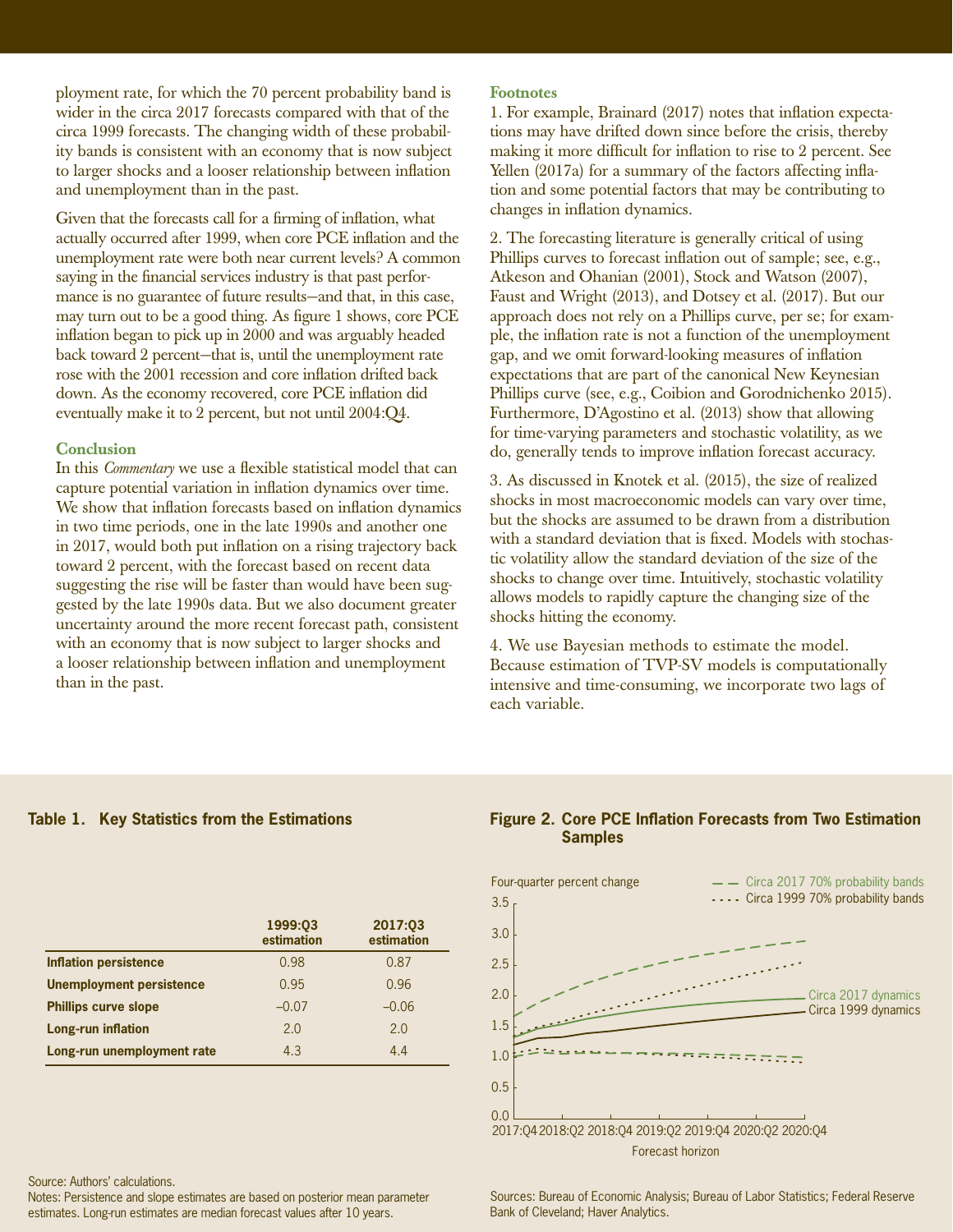ployment rate, for which the 70 percent probability band is wider in the circa 2017 forecasts compared with that of the circa 1999 forecasts. The changing width of these probability bands is consistent with an economy that is now subject to larger shocks and a looser relationship between inflation and unemployment than in the past.

Given that the forecasts call for a firming of inflation, what actually occurred after 1999, when core PCE inflation and the unemployment rate were both near current levels? A common saying in the financial services industry is that past performance is no guarantee of future results—and that, in this case, may turn out to be a good thing. As figure 1 shows, core PCE inflation began to pick up in 2000 and was arguably headed back toward 2 percent—that is, until the unemployment rate rose with the 2001 recession and core inflation drifted back down. As the economy recovered, core PCE inflation did eventually make it to 2 percent, but not until 2004:Q4.

### Conclusion

In this *Commentary* we use a flexible statistical model that can capture potential variation in inflation dynamics over time. We show that inflation forecasts based on inflation dynamics in two time periods, one in the late 1990s and another one in 2017, would both put inflation on a rising trajectory back toward 2 percent, with the forecast based on recent data suggesting the rise will be faster than would have been suggested by the late 1990s data. But we also document greater uncertainty around the more recent forecast path, consistent with an economy that is now subject to larger shocks and a looser relationship between inflation and unemployment than in the past.

### Footnotes

1. For example, Brainard (2017) notes that inflation expectations may have drifted down since before the crisis, thereby making it more difficult for inflation to rise to 2 percent. See Yellen (2017a) for a summary of the factors affecting inflation and some potential factors that may be contributing to changes in inflation dynamics.

2. The forecasting literature is generally critical of using Phillips curves to forecast inflation out of sample; see, e.g., Atkeson and Ohanian (2001), Stock and Watson (2007), Faust and Wright (2013), and Dotsey et al. (2017). But our approach does not rely on a Phillips curve, per se; for example, the inflation rate is not a function of the unemployment gap, and we omit forward-looking measures of inflation expectations that are part of the canonical New Keynesian Phillips curve (see, e.g., Coibion and Gorodnichenko 2015). Furthermore, D'Agostino et al. (2013) show that allowing for time-varying parameters and stochastic volatility, as we do, generally tends to improve inflation forecast accuracy.

3. As discussed in Knotek et al. (2015), the size of realized shocks in most macroeconomic models can vary over time, but the shocks are assumed to be drawn from a distribution with a standard deviation that is fixed. Models with stochastic volatility allow the standard deviation of the size of the shocks to change over time. Intuitively, stochastic volatility allows models to rapidly capture the changing size of the shocks hitting the economy.

4. We use Bayesian methods to estimate the model. Because estimation of TVP-SV models is computationally intensive and time-consuming, we incorporate two lags of each variable.

**Table 1. Key Statistics from the Estimations**

| | 1999:Q3 estimation | 2017:Q3 estimation |
|---|---|---|
| **Inflation persistence** | 0.98 | 0.87 |
| **Unemployment persistence** | 0.95 | 0.96 |
| **Phillips curve slope** | –0.07 | –0.06 |
| **Long-run inflation** | 2.0 | 2.0 |
| **Long-run unemployment rate** | 4.3 | 4.4 |

Source: Authors' calculations.
Notes: Persistence and slope estimates are based on posterior mean parameter estimates. Long-run estimates are median forecast values after 10 years.

**Figure 2. Core PCE Inflation Forecasts from Two Estimation Samples**

Sources: Bureau of Economic Analysis; Bureau of Labor Statistics; Federal Reserve Bank of Cleveland; Haver Analytics.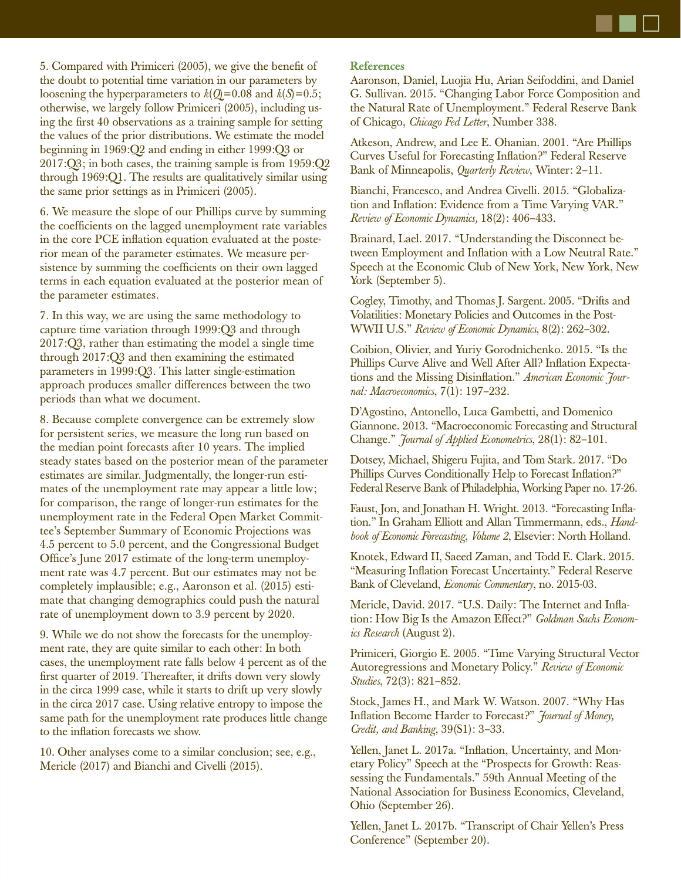5. Compared with Primiceri (2005), we give the benefit of the doubt to potential time variation in our parameters by loosening the hyperparameters to $k(Q)=0.08$ and $k(S)=0.5$; otherwise, we largely follow Primiceri (2005), including using the first 40 observations as a training sample for setting the values of the prior distributions. We estimate the model beginning in 1969:Q2 and ending in either 1999:Q3 or 2017:Q3; in both cases, the training sample is from 1959:Q2 through 1969:Q1. The results are qualitatively similar using the same prior settings as in Primiceri (2005).

6. We measure the slope of our Phillips curve by summing the coefficients on the lagged unemployment rate variables in the core PCE inflation equation evaluated at the posterior mean of the parameter estimates. We measure persistence by summing the coefficients on their own lagged terms in each equation evaluated at the posterior mean of the parameter estimates.

7. In this way, we are using the same methodology to capture time variation through 1999:Q3 and through 2017:Q3, rather than estimating the model a single time through 2017:Q3 and then examining the estimated parameters in 1999:Q3. This latter single-estimation approach produces smaller differences between the two periods than what we document.

8. Because complete convergence can be extremely slow for persistent series, we measure the long run based on the median point forecasts after 10 years. The implied steady states based on the posterior mean of the parameter estimates are similar. Judgmentally, the longer-run estimates of the unemployment rate may appear a little low; for comparison, the range of longer-run estimates for the unemployment rate in the Federal Open Market Committee's September Summary of Economic Projections was 4.5 percent to 5.0 percent, and the Congressional Budget Office's June 2017 estimate of the long-term unemployment rate was 4.7 percent. But our estimates may not be completely implausible; e.g., Aaronson et al. (2015) estimate that changing demographics could push the natural rate of unemployment down to 3.9 percent by 2020.

9. While we do not show the forecasts for the unemployment rate, they are quite similar to each other: In both cases, the unemployment rate falls below 4 percent as of the first quarter of 2019. Thereafter, it drifts down very slowly in the circa 1999 case, while it starts to drift up very slowly in the circa 2017 case. Using relative entropy to impose the same path for the unemployment rate produces little change to the inflation forecasts we show.

10. Other analyses come to a similar conclusion; see, e.g., Mericle (2017) and Bianchi and Civelli (2015).

### References

Aaronson, Daniel, Luojia Hu, Arian Seifoddini, and Daniel G. Sullivan. 2015. "Changing Labor Force Composition and the Natural Rate of Unemployment." Federal Reserve Bank of Chicago, *Chicago Fed Letter*, Number 338.

Atkeson, Andrew, and Lee E. Ohanian. 2001. "Are Phillips Curves Useful for Forecasting Inflation?" Federal Reserve Bank of Minneapolis, *Quarterly Review*, Winter: 2–11.

Bianchi, Francesco, and Andrea Civelli. 2015. "Globalization and Inflation: Evidence from a Time Varying VAR." *Review of Economic Dynamics,* 18(2): 406–433.

Brainard, Lael. 2017. "Understanding the Disconnect between Employment and Inflation with a Low Neutral Rate." Speech at the Economic Club of New York, New York, New York (September 5).

Cogley, Timothy, and Thomas J. Sargent. 2005. "Drifts and Volatilities: Monetary Policies and Outcomes in the Post-WWII U.S." *Review of Economic Dynamics*, 8(2): 262–302.

Coibion, Olivier, and Yuriy Gorodnichenko. 2015. "Is the Phillips Curve Alive and Well After All? Inflation Expectations and the Missing Disinflation." *American Economic Journal: Macroeconomics*, 7(1): 197–232.

D'Agostino, Antonello, Luca Gambetti, and Domenico Giannone. 2013. "Macroeconomic Forecasting and Structural Change." *Journal of Applied Econometrics*, 28(1): 82–101.

Dotsey, Michael, Shigeru Fujita, and Tom Stark. 2017. "Do Phillips Curves Conditionally Help to Forecast Inflation?" Federal Reserve Bank of Philadelphia, Working Paper no. 17-26.

Faust, Jon, and Jonathan H. Wright. 2013. "Forecasting Inflation." In Graham Elliott and Allan Timmermann, eds., *Handbook of Economic Forecasting*, *Volume 2*, Elsevier: North Holland.

Knotek, Edward II, Saeed Zaman, and Todd E. Clark. 2015. "Measuring Inflation Forecast Uncertainty." Federal Reserve Bank of Cleveland, *Economic Commentary*, no. 2015-03.

Mericle, David. 2017. "U.S. Daily: The Internet and Inflation: How Big Is the Amazon Effect?" *Goldman Sachs Economics Research* (August 2).

Primiceri, Giorgio E. 2005. "Time Varying Structural Vector Autoregressions and Monetary Policy." *Review of Economic Studies*, 72(3): 821–852.

Stock, James H., and Mark W. Watson. 2007. "Why Has Inflation Become Harder to Forecast?" *Journal of Money, Credit, and Banking*, 39(S1): 3–33.

Yellen, Janet L. 2017a. "Inflation, Uncertainty, and Monetary Policy" Speech at the "Prospects for Growth: Reassessing the Fundamentals." 59th Annual Meeting of the National Association for Business Economics, Cleveland, Ohio (September 26).

Yellen, Janet L. 2017b. "Transcript of Chair Yellen's Press Conference" (September 20).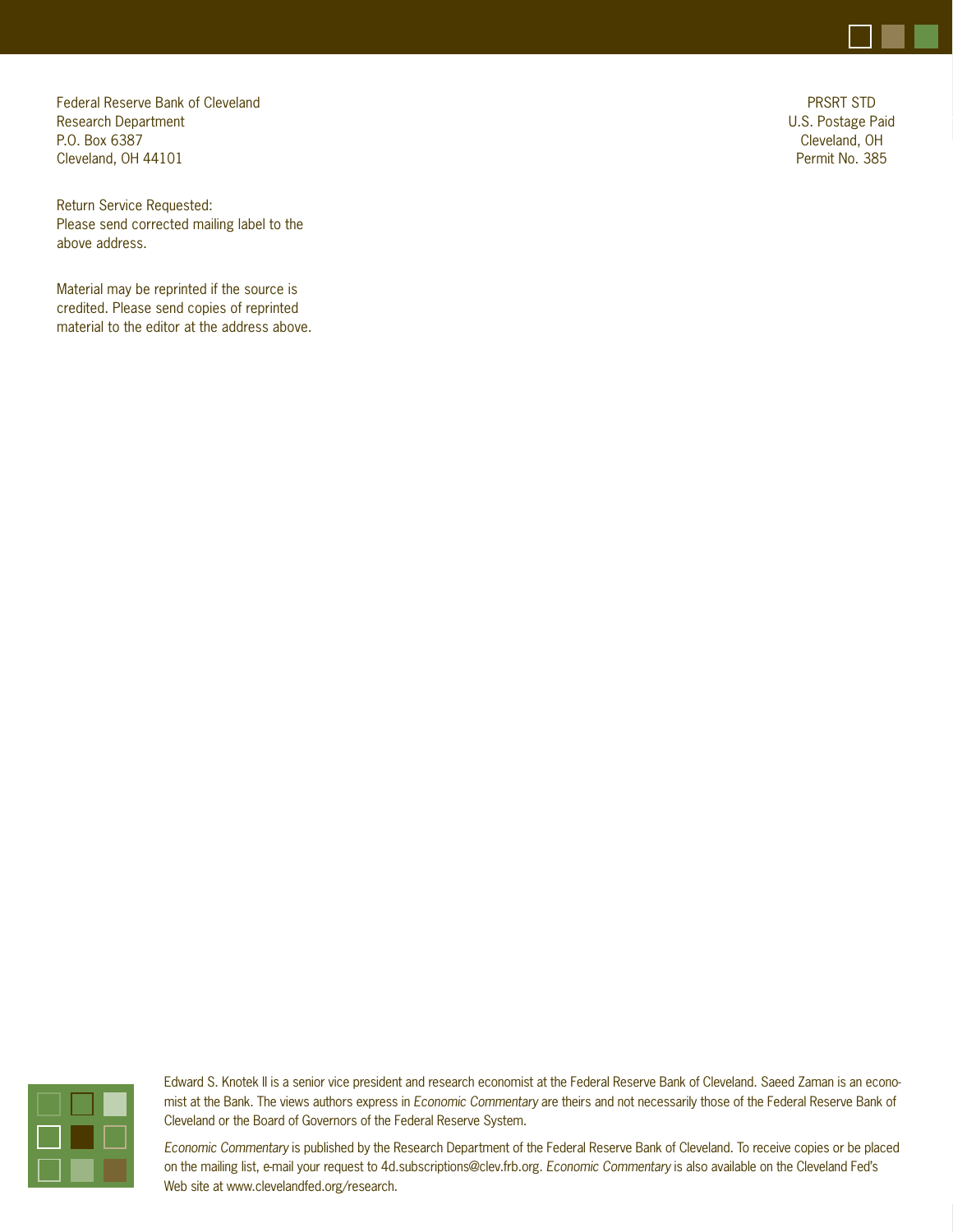Federal Reserve Bank of Cleveland
Research Department
P.O. Box 6387
Cleveland, OH 44101

PRSRT STD
U.S. Postage Paid
Cleveland, OH
Permit No. 385

Return Service Requested:
Please send corrected mailing label to the above address.

Material may be reprinted if the source is credited. Please send copies of reprinted material to the editor at the address above.

Edward S. Knotek II is a senior vice president and research economist at the Federal Reserve Bank of Cleveland. Saeed Zaman is an economist at the Bank. The views authors express in *Economic Commentary* are theirs and not necessarily those of the Federal Reserve Bank of Cleveland or the Board of Governors of the Federal Reserve System.

*Economic Commentary* is published by the Research Department of the Federal Reserve Bank of Cleveland. To receive copies or be placed on the mailing list, e-mail your request to 4d.subscriptions@clev.frb.org. *Economic Commentary* is also available on the Cleveland Fed's Web site at www.clevelandfed.org/research.